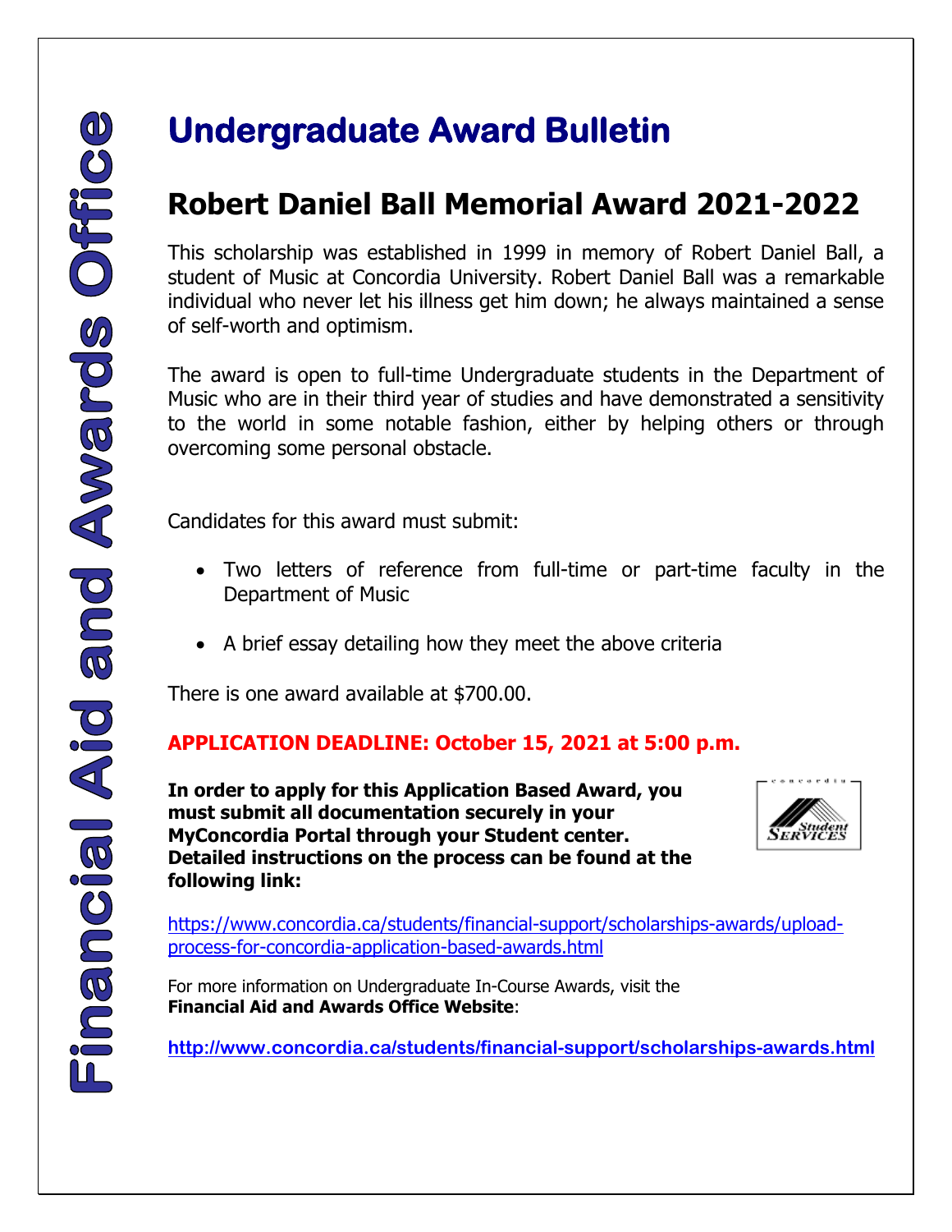Financial Aid and Awards Office

# Undergraduate Award Bulletin

## Robert Daniel Ball Memorial Award 2021-2022

This scholarship was established in 1999 in memory of Robert Daniel Ball, a student of Music at Concordia University. Robert Daniel Ball was a remarkable individual who never let his illness get him down; he always maintained a sense of self-worth and optimism.

The award is open to full-time Undergraduate students in the Department of Music who are in their third year of studies and have demonstrated a sensitivity to the world in some notable fashion, either by helping others or through overcoming some personal obstacle.

Candidates for this award must submit:

- Two letters of reference from full-time or part-time faculty in the Department of Music
- A brief essay detailing how they meet the above criteria

There is one award available at $700.00.

**APPLICATION DEADLINE: October 15, 2021 at 5:00 p.m.**

**In order to apply for this Application Based Award, you must submit all documentation securely in your MyConcordia Portal through your Student center. Detailed instructions on the process can be found at the following link:**

https://www.concordia.ca/students/financial-support/scholarships-awards/upload-process-for-concordia-application-based-awards.html

For more information on Undergraduate In-Course Awards, visit the **Financial Aid and Awards Office Website**:

**http://www.concordia.ca/students/financial-support/scholarships-awards.html**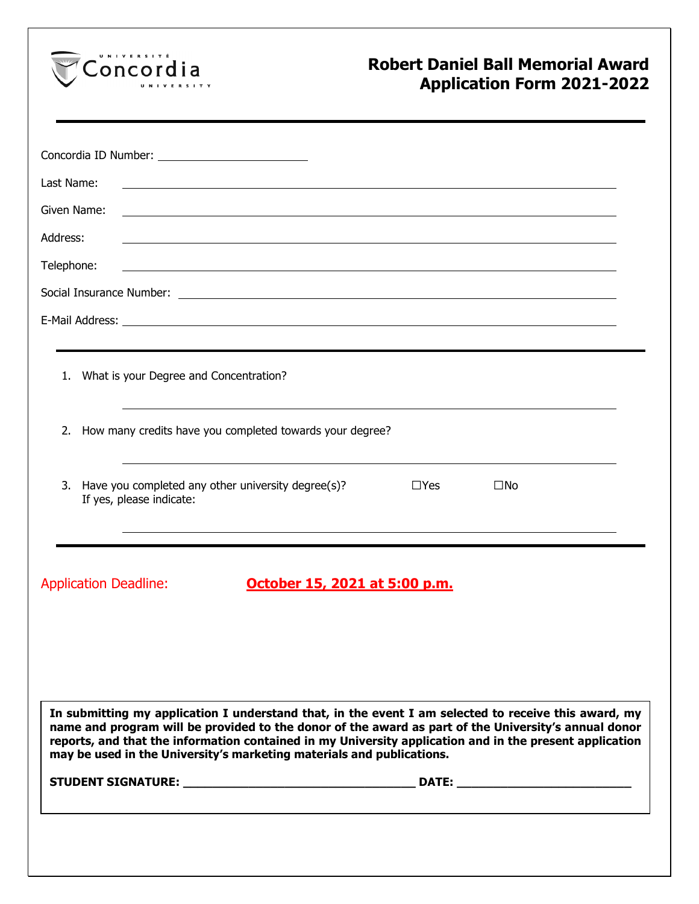Concordia University

# Robert Daniel Ball Memorial Award Application Form 2021-2022

---

Concordia ID Number: ______________________

Last Name: ______________________________________________

Given Name: ______________________________________________

Address: ______________________________________________

Telephone: ______________________________________________

Social Insurance Number: ______________________________________________

E-Mail Address: ______________________________________________

---

1. What is your Degree and Concentration?

   ______________________________________________

2. How many credits have you completed towards your degree?

   ______________________________________________

3. Have you completed any other university degree(s)? ☐Yes ☐No
   If yes, please indicate:

   ______________________________________________

---

Application Deadline: **October 15, 2021 at 5:00 p.m.**

**In submitting my application I understand that, in the event I am selected to receive this award, my name and program will be provided to the donor of the award as part of the University's annual donor reports, and that the information contained in my University application and in the present application may be used in the University's marketing materials and publications.**

**STUDENT SIGNATURE:** ______________________________ **DATE:** ______________________